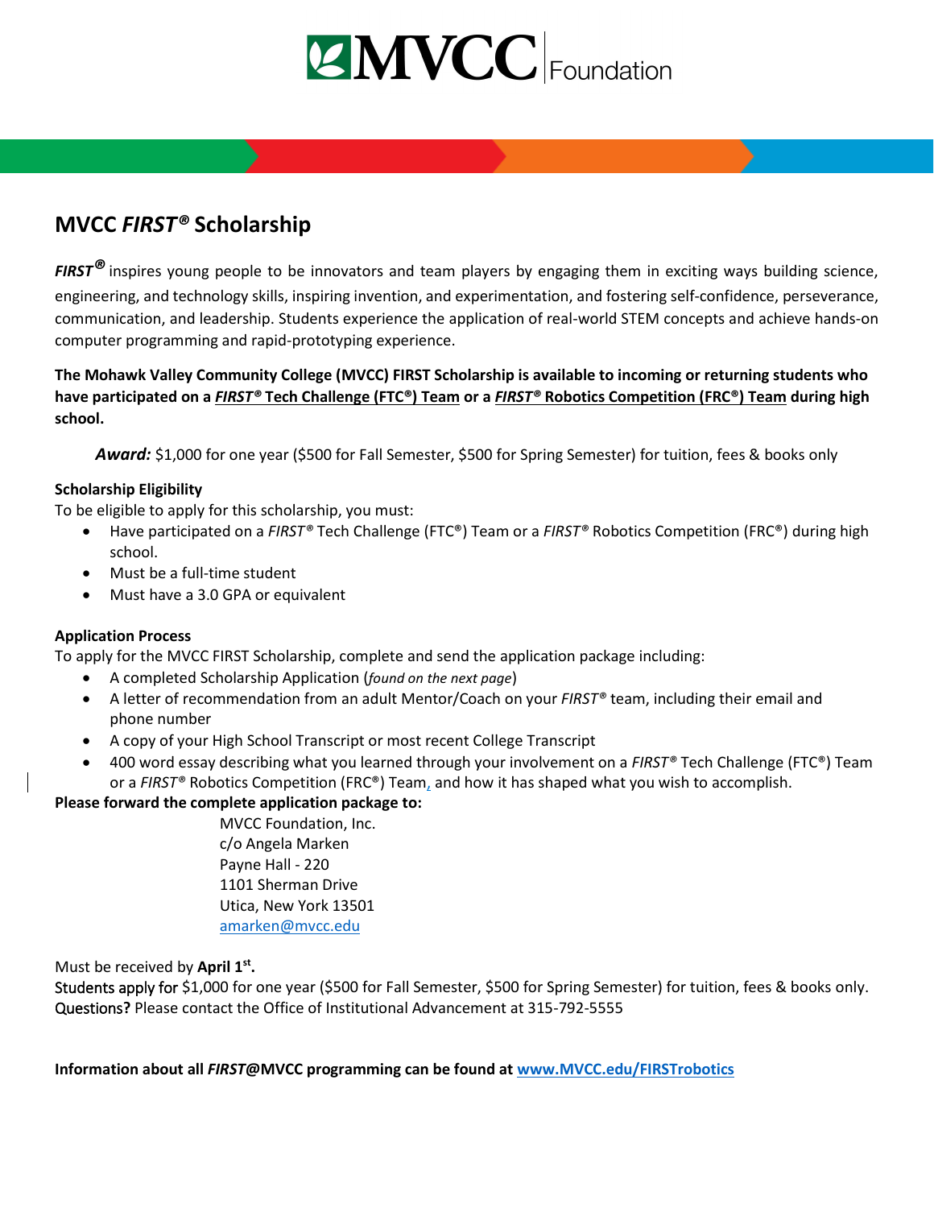MVCC Foundation

## MVCC *FIRST*® Scholarship

***FIRST*®** inspires young people to be innovators and team players by engaging them in exciting ways building science, engineering, and technology skills, inspiring invention, and experimentation, and fostering self-confidence, perseverance, communication, and leadership. Students experience the application of real-world STEM concepts and achieve hands-on computer programming and rapid-prototyping experience.

**The Mohawk Valley Community College (MVCC) FIRST Scholarship is available to incoming or returning students who have participated on a *FIRST*® Tech Challenge (FTC®) Team or a *FIRST*® Robotics Competition (FRC®) Team during high school.**

***Award:*** $1,000 for one year ($500 for Fall Semester, $500 for Spring Semester) for tuition, fees & books only

**Scholarship Eligibility**

To be eligible to apply for this scholarship, you must:

- Have participated on a *FIRST*® Tech Challenge (FTC®) Team or a *FIRST*® Robotics Competition (FRC®) during high school.
- Must be a full-time student
- Must have a 3.0 GPA or equivalent

**Application Process**

To apply for the MVCC FIRST Scholarship, complete and send the application package including:

- A completed Scholarship Application (*found on the next page*)
- A letter of recommendation from an adult Mentor/Coach on your *FIRST*® team, including their email and phone number
- A copy of your High School Transcript or most recent College Transcript
- 400 word essay describing what you learned through your involvement on a *FIRST*® Tech Challenge (FTC®) Team or a *FIRST*® Robotics Competition (FRC®) Team, and how it has shaped what you wish to accomplish.

**Please forward the complete application package to:**

MVCC Foundation, Inc.
c/o Angela Marken
Payne Hall - 220
1101 Sherman Drive
Utica, New York 13501
amarken@mvcc.edu

Must be received by **April 1st.**
Students apply for $1,000 for one year ($500 for Fall Semester, $500 for Spring Semester) for tuition, fees & books only.
Questions? Please contact the Office of Institutional Advancement at 315-792-5555

**Information about all *FIRST*@MVCC programming can be found at www.MVCC.edu/FIRSTrobotics**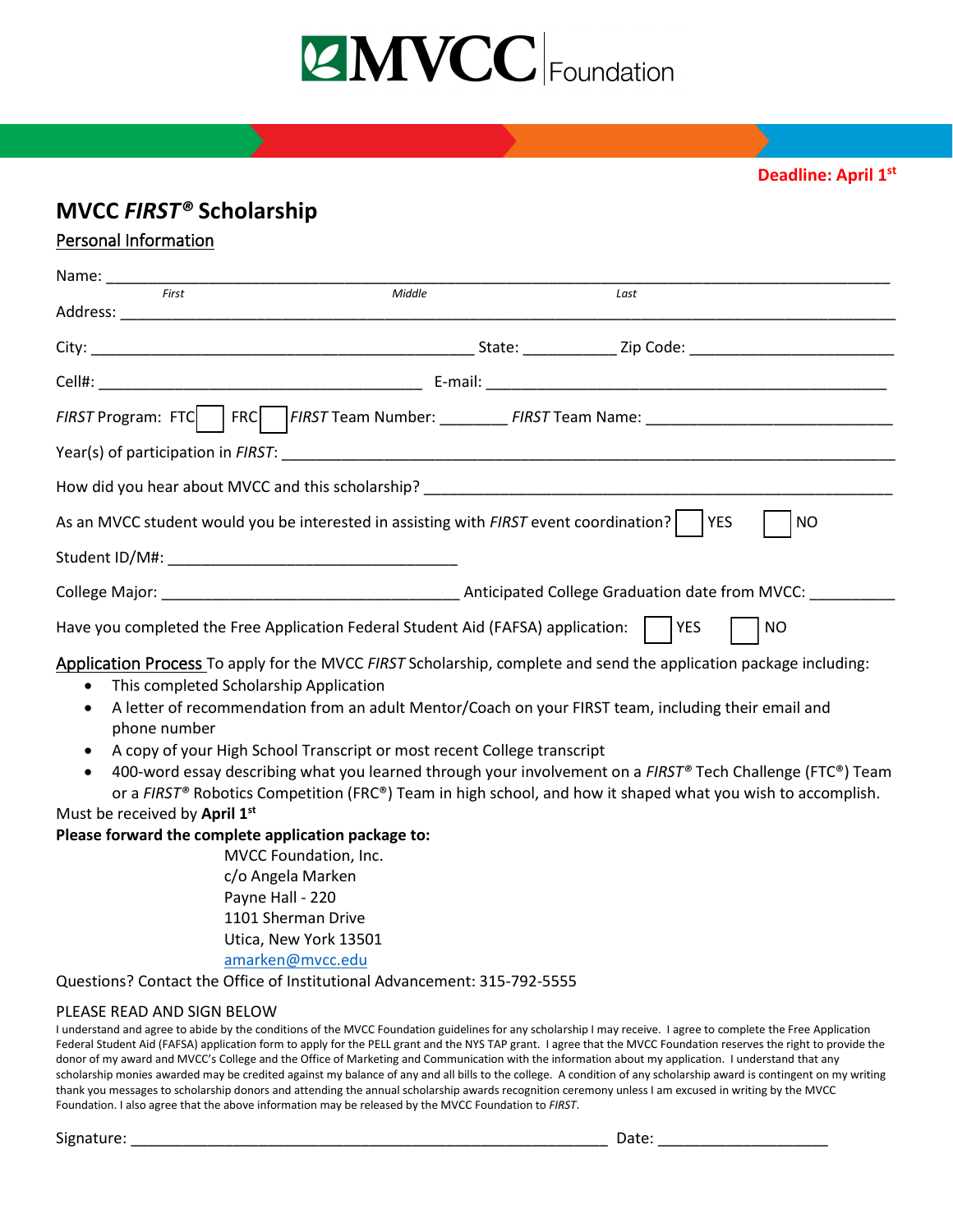MVCC Foundation

**Deadline: April 1st**

## MVCC *FIRST*® Scholarship

Personal Information

Name: ______________________________________________________________________________
*First* *Middle* *Last*

Address: ____________________________________________________________________________

City: ________________________________________ State: __________ Zip Code: ____________________

Cell#: __________________________________ E-mail: ________________________________________

*FIRST* Program: FTC ☐ FRC ☐ *FIRST* Team Number: ________ *FIRST* Team Name: ________________________

Year(s) of participation in *FIRST*: ________________________________________________________________

How did you hear about MVCC and this scholarship? __________________________________________________

As an MVCC student would you be interested in assisting with *FIRST* event coordination? ☐ YES ☐ NO

Student ID/M#: ______________________________

College Major: ______________________________ Anticipated College Graduation date from MVCC: __________

Have you completed the Free Application Federal Student Aid (FAFSA) application: ☐ YES ☐ NO

Application Process To apply for the MVCC *FIRST* Scholarship, complete and send the application package including:

- This completed Scholarship Application
- A letter of recommendation from an adult Mentor/Coach on your FIRST team, including their email and phone number
- A copy of your High School Transcript or most recent College transcript
- 400-word essay describing what you learned through your involvement on a *FIRST*® Tech Challenge (FTC®) Team or a *FIRST*® Robotics Competition (FRC®) Team in high school, and how it shaped what you wish to accomplish.

Must be received by **April 1st**

**Please forward the complete application package to:**

MVCC Foundation, Inc.
c/o Angela Marken
Payne Hall - 220
1101 Sherman Drive
Utica, New York 13501
amarken@mvcc.edu

Questions? Contact the Office of Institutional Advancement: 315-792-5555

PLEASE READ AND SIGN BELOW

I understand and agree to abide by the conditions of the MVCC Foundation guidelines for any scholarship I may receive. I agree to complete the Free Application Federal Student Aid (FAFSA) application form to apply for the PELL grant and the NYS TAP grant. I agree that the MVCC Foundation reserves the right to provide the donor of my award and MVCC's College and the Office of Marketing and Communication with the information about my application. I understand that any scholarship monies awarded may be credited against my balance of any and all bills to the college. A condition of any scholarship award is contingent on my writing thank you messages to scholarship donors and attending the annual scholarship awards recognition ceremony unless I am excused in writing by the MVCC Foundation. I also agree that the above information may be released by the MVCC Foundation to *FIRST*.

Signature: ______________________________________________ Date: ____________________